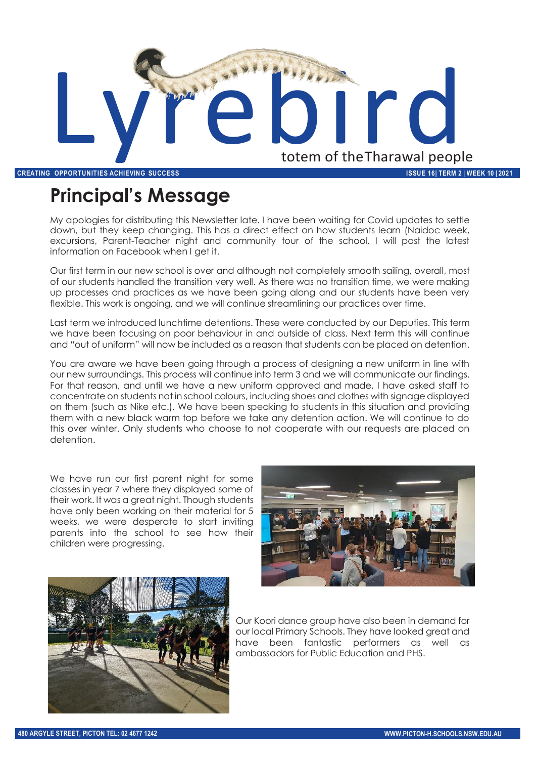# Lyrebird

totem of the Tharawal people

CREATING OPPORTUNITIES ACHIEVING SUCCESS

ISSUE 16| TERM 2 | WEEK 10 | 2021

## Principal's Message

My apologies for distributing this Newsletter late. I have been waiting for Covid updates to settle down, but they keep changing. This has a direct effect on how students learn (Naidoc week, excursions, Parent-Teacher night and community tour of the school. I will post the latest information on Facebook when I get it.

Our first term in our new school is over and although not completely smooth sailing, overall, most of our students handled the transition very well. As there was no transition time, we were making up processes and practices as we have been going along and our students have been very flexible. This work is ongoing, and we will continue streamlining our practices over time.

Last term we introduced lunchtime detentions. These were conducted by our Deputies. This term we have been focusing on poor behaviour in and outside of class. Next term this will continue and "out of uniform" will now be included as a reason that students can be placed on detention.

You are aware we have been going through a process of designing a new uniform in line with our new surroundings. This process will continue into term 3 and we will communicate our findings. For that reason, and until we have a new uniform approved and made, I have asked staff to concentrate on students not in school colours, including shoes and clothes with signage displayed on them (such as Nike etc.). We have been speaking to students in this situation and providing them with a new black warm top before we take any detention action. We will continue to do this over winter. Only students who choose to not cooperate with our requests are placed on detention.

We have run our first parent night for some classes in year 7 where they displayed some of their work. It was a great night. Though students have only been working on their material for 5 weeks, we were desperate to start inviting parents into the school to see how their children were progressing.

Our Koori dance group have also been in demand for our local Primary Schools. They have looked great and have been fantastic performers as well as ambassadors for Public Education and PHS.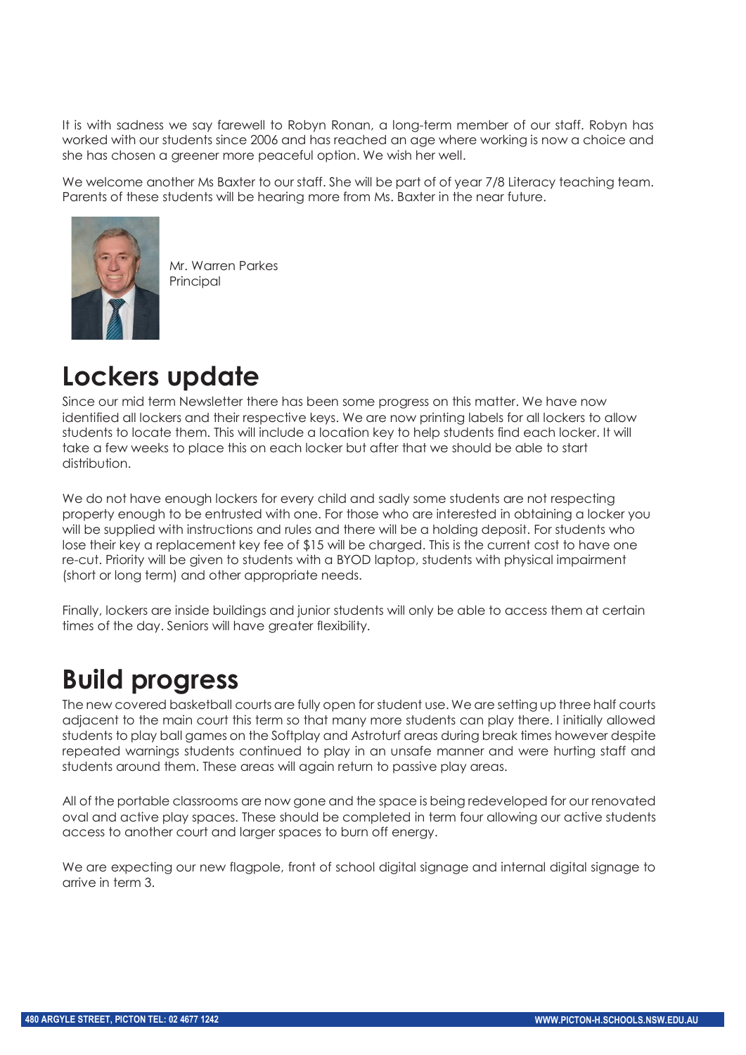It is with sadness we say farewell to Robyn Ronan, a long-term member of our staff. Robyn has worked with our students since 2006 and has reached an age where working is now a choice and she has chosen a greener more peaceful option. We wish her well.

We welcome another Ms Baxter to our staff. She will be part of of year 7/8 Literacy teaching team. Parents of these students will be hearing more from Ms. Baxter in the near future.

Mr. Warren Parkes
Principal

# Lockers update

Since our mid term Newsletter there has been some progress on this matter. We have now identified all lockers and their respective keys. We are now printing labels for all lockers to allow students to locate them. This will include a location key to help students find each locker. It will take a few weeks to place this on each locker but after that we should be able to start distribution.

We do not have enough lockers for every child and sadly some students are not respecting property enough to be entrusted with one. For those who are interested in obtaining a locker you will be supplied with instructions and rules and there will be a holding deposit. For students who lose their key a replacement key fee of $15 will be charged. This is the current cost to have one re-cut. Priority will be given to students with a BYOD laptop, students with physical impairment (short or long term) and other appropriate needs.

Finally, lockers are inside buildings and junior students will only be able to access them at certain times of the day. Seniors will have greater flexibility.

# Build progress

The new covered basketball courts are fully open for student use. We are setting up three half courts adjacent to the main court this term so that many more students can play there. I initially allowed students to play ball games on the Softplay and Astroturf areas during break times however despite repeated warnings students continued to play in an unsafe manner and were hurting staff and students around them. These areas will again return to passive play areas.

All of the portable classrooms are now gone and the space is being redeveloped for our renovated oval and active play spaces. These should be completed in term four allowing our active students access to another court and larger spaces to burn off energy.

We are expecting our new flagpole, front of school digital signage and internal digital signage to arrive in term 3.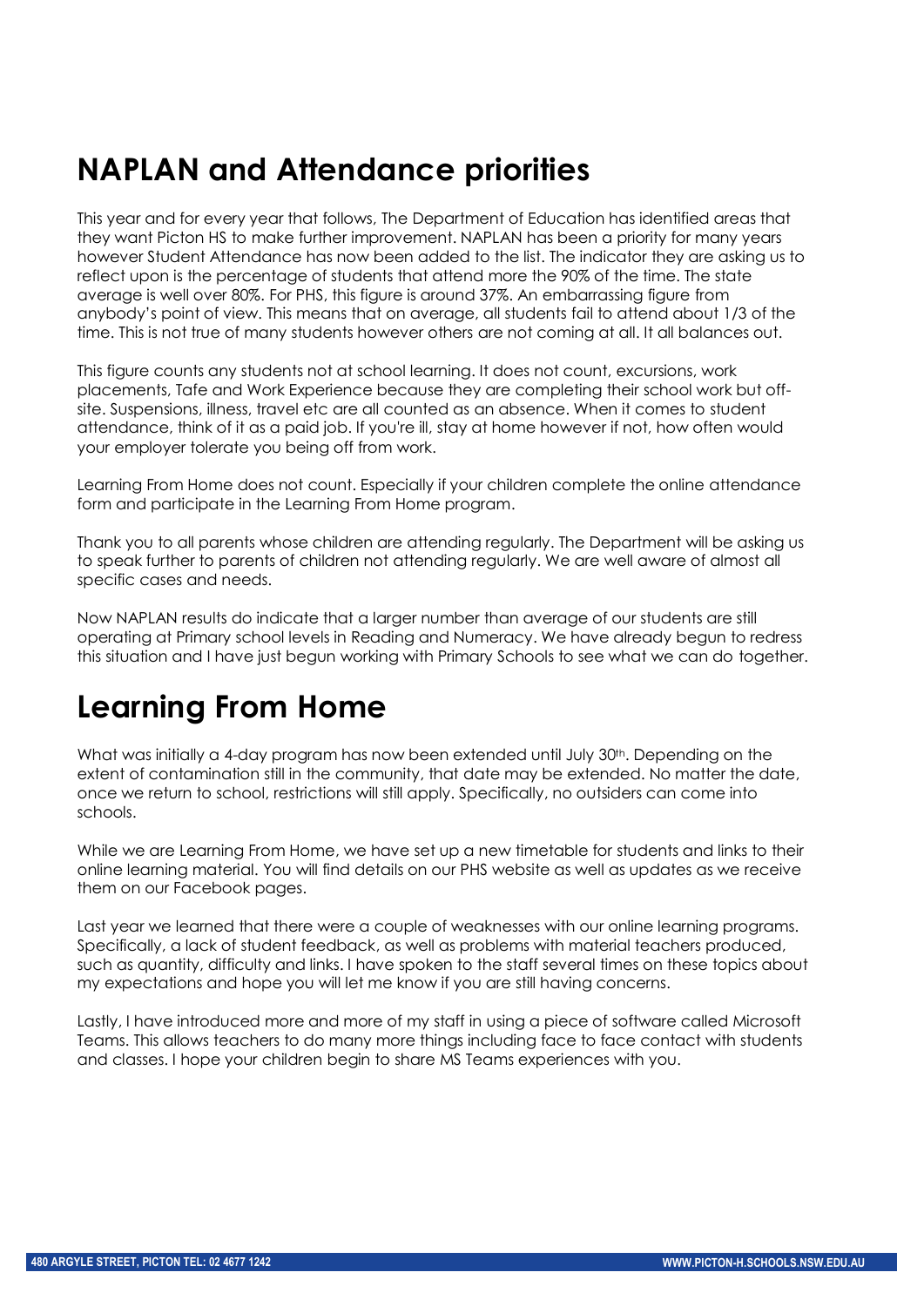# NAPLAN and Attendance priorities

This year and for every year that follows, The Department of Education has identified areas that they want Picton HS to make further improvement. NAPLAN has been a priority for many years however Student Attendance has now been added to the list. The indicator they are asking us to reflect upon is the percentage of students that attend more the 90% of the time. The state average is well over 80%. For PHS, this figure is around 37%. An embarrassing figure from anybody's point of view. This means that on average, all students fail to attend about 1/3 of the time. This is not true of many students however others are not coming at all. It all balances out.

This figure counts any students not at school learning. It does not count, excursions, work placements, Tafe and Work Experience because they are completing their school work but off-site. Suspensions, illness, travel etc are all counted as an absence. When it comes to student attendance, think of it as a paid job. If you're ill, stay at home however if not, how often would your employer tolerate you being off from work.

Learning From Home does not count. Especially if your children complete the online attendance form and participate in the Learning From Home program.

Thank you to all parents whose children are attending regularly. The Department will be asking us to speak further to parents of children not attending regularly. We are well aware of almost all specific cases and needs.

Now NAPLAN results do indicate that a larger number than average of our students are still operating at Primary school levels in Reading and Numeracy. We have already begun to redress this situation and I have just begun working with Primary Schools to see what we can do together.

# Learning From Home

What was initially a 4-day program has now been extended until July 30th. Depending on the extent of contamination still in the community, that date may be extended. No matter the date, once we return to school, restrictions will still apply. Specifically, no outsiders can come into schools.

While we are Learning From Home, we have set up a new timetable for students and links to their online learning material. You will find details on our PHS website as well as updates as we receive them on our Facebook pages.

Last year we learned that there were a couple of weaknesses with our online learning programs. Specifically, a lack of student feedback, as well as problems with material teachers produced, such as quantity, difficulty and links. I have spoken to the staff several times on these topics about my expectations and hope you will let me know if you are still having concerns.

Lastly, I have introduced more and more of my staff in using a piece of software called Microsoft Teams. This allows teachers to do many more things including face to face contact with students and classes. I hope your children begin to share MS Teams experiences with you.